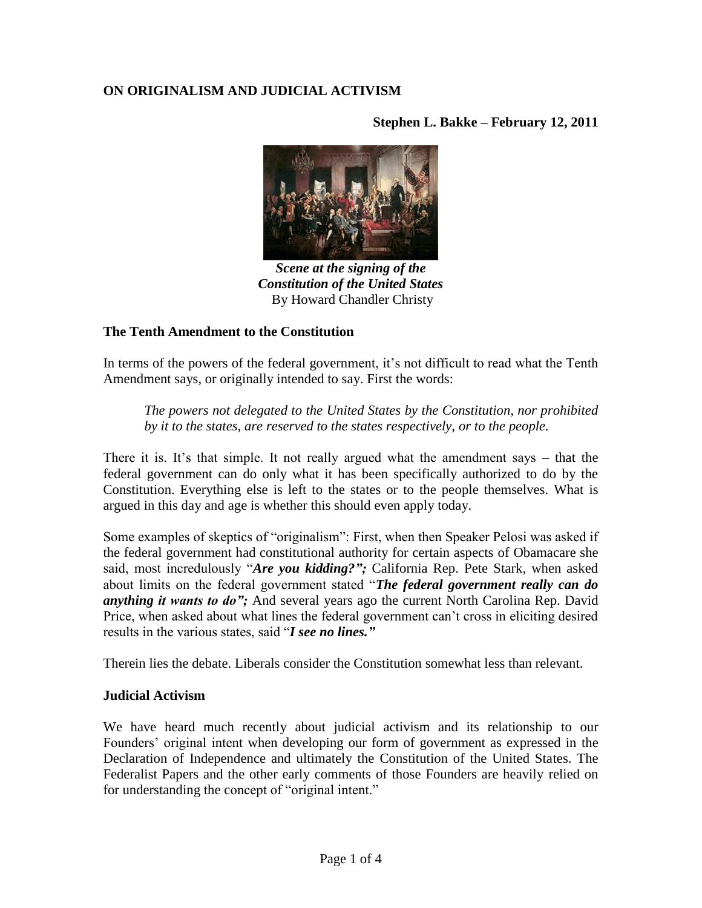## ON ORIGINALISM AND JUDICIAL ACTIVISM

**Stephen L. Bakke – February 12, 2011**

***Scene at the signing of the Constitution of the United States***
By Howard Chandler Christy

### The Tenth Amendment to the Constitution

In terms of the powers of the federal government, it's not difficult to read what the Tenth Amendment says, or originally intended to say. First the words:

> *The powers not delegated to the United States by the Constitution, nor prohibited by it to the states, are reserved to the states respectively, or to the people.*

There it is. It's that simple. It not really argued what the amendment says – that the federal government can do only what it has been specifically authorized to do by the Constitution. Everything else is left to the states or to the people themselves. What is argued in this day and age is whether this should even apply today.

Some examples of skeptics of "originalism": First, when then Speaker Pelosi was asked if the federal government had constitutional authority for certain aspects of Obamacare she said, most incredulously "***Are you kidding?";*** California Rep. Pete Stark, when asked about limits on the federal government stated "***The federal government really can do anything it wants to do";*** And several years ago the current North Carolina Rep. David Price, when asked about what lines the federal government can't cross in eliciting desired results in the various states, said "***I see no lines.***"

Therein lies the debate. Liberals consider the Constitution somewhat less than relevant.

### Judicial Activism

We have heard much recently about judicial activism and its relationship to our Founders' original intent when developing our form of government as expressed in the Declaration of Independence and ultimately the Constitution of the United States. The Federalist Papers and the other early comments of those Founders are heavily relied on for understanding the concept of "original intent."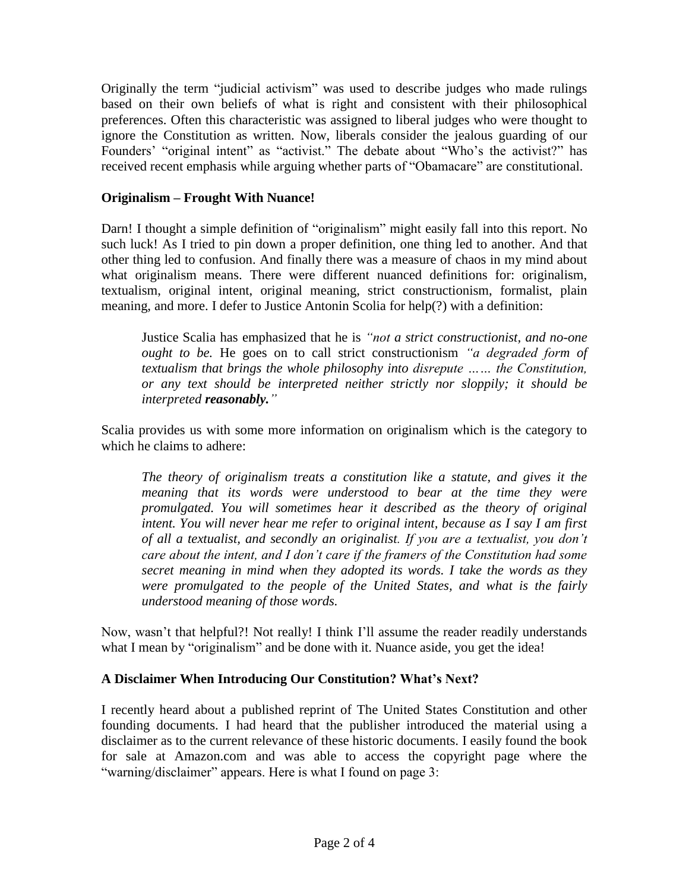Originally the term "judicial activism" was used to describe judges who made rulings based on their own beliefs of what is right and consistent with their philosophical preferences. Often this characteristic was assigned to liberal judges who were thought to ignore the Constitution as written. Now, liberals consider the jealous guarding of our Founders' "original intent" as "activist." The debate about "Who's the activist?" has received recent emphasis while arguing whether parts of "Obamacare" are constitutional.

**Originalism – Frought With Nuance!**

Darn! I thought a simple definition of "originalism" might easily fall into this report. No such luck! As I tried to pin down a proper definition, one thing led to another. And that other thing led to confusion. And finally there was a measure of chaos in my mind about what originalism means. There were different nuanced definitions for: originalism, textualism, original intent, original meaning, strict constructionism, formalist, plain meaning, and more. I defer to Justice Antonin Scolia for help(?) with a definition:

> Justice Scalia has emphasized that he is *"not a strict constructionist, and no-one ought to be.* He goes on to call strict constructionism *"a degraded form of textualism that brings the whole philosophy into disrepute …… the Constitution, or any text should be interpreted neither strictly nor sloppily; it should be interpreted **reasonably.**"*

Scalia provides us with some more information on originalism which is the category to which he claims to adhere:

> *The theory of originalism treats a constitution like a statute, and gives it the meaning that its words were understood to bear at the time they were promulgated. You will sometimes hear it described as the theory of original intent. You will never hear me refer to original intent, because as I say I am first of all a textualist, and secondly an originalist. If you are a textualist, you don't care about the intent, and I don't care if the framers of the Constitution had some secret meaning in mind when they adopted its words. I take the words as they were promulgated to the people of the United States, and what is the fairly understood meaning of those words.*

Now, wasn't that helpful?! Not really! I think I'll assume the reader readily understands what I mean by "originalism" and be done with it. Nuance aside, you get the idea!

**A Disclaimer When Introducing Our Constitution? What's Next?**

I recently heard about a published reprint of The United States Constitution and other founding documents. I had heard that the publisher introduced the material using a disclaimer as to the current relevance of these historic documents. I easily found the book for sale at Amazon.com and was able to access the copyright page where the "warning/disclaimer" appears. Here is what I found on page 3: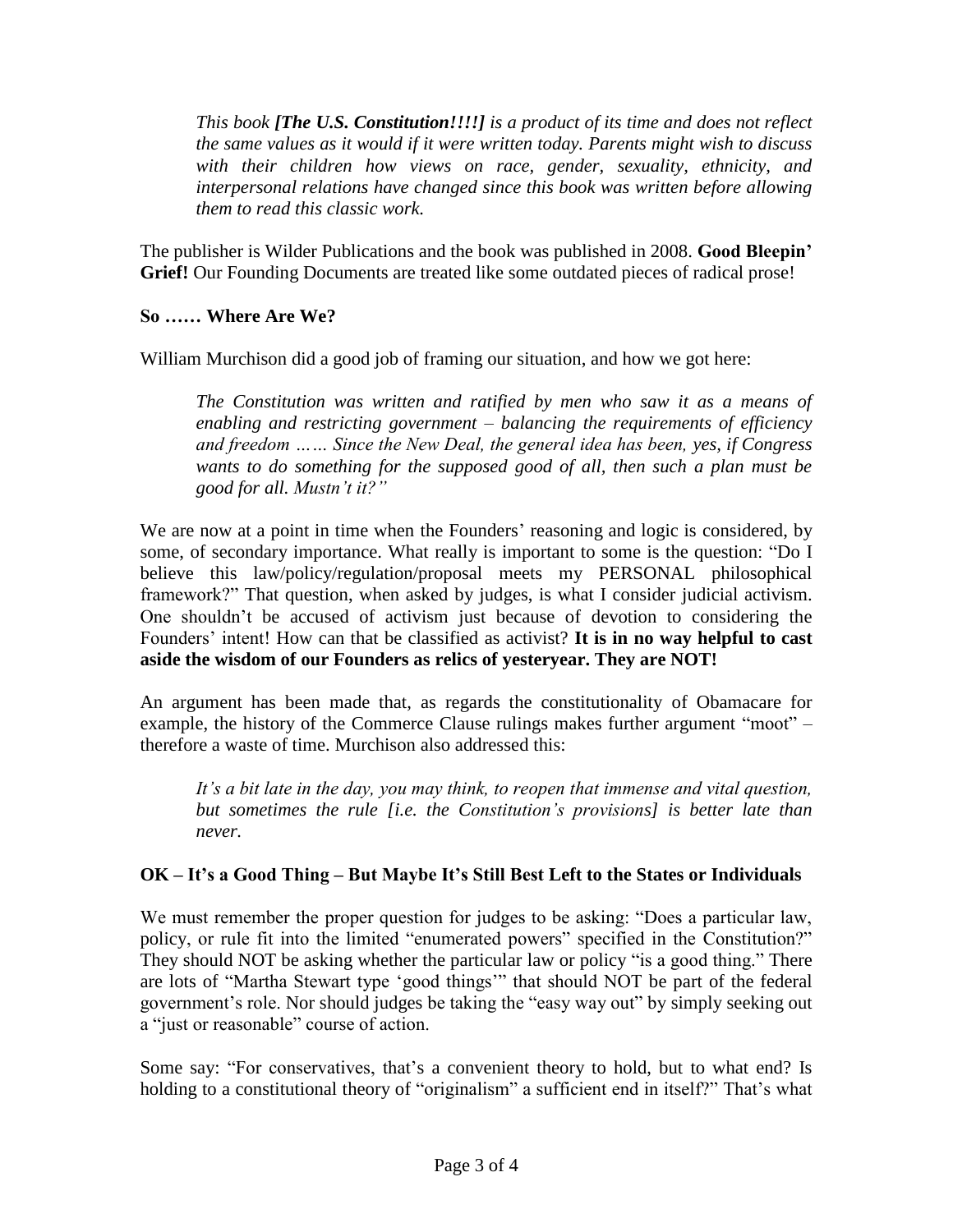> *This book **[The U.S. Constitution!!!!]** is a product of its time and does not reflect the same values as it would if it were written today. Parents might wish to discuss with their children how views on race, gender, sexuality, ethnicity, and interpersonal relations have changed since this book was written before allowing them to read this classic work.*

The publisher is Wilder Publications and the book was published in 2008. **Good Bleepin' Grief!** Our Founding Documents are treated like some outdated pieces of radical prose!

**So …… Where Are We?**

William Murchison did a good job of framing our situation, and how we got here:

> *The Constitution was written and ratified by men who saw it as a means of enabling and restricting government – balancing the requirements of efficiency and freedom …… Since the New Deal, the general idea has been, yes, if Congress wants to do something for the supposed good of all, then such a plan must be good for all. Mustn't it?"*

We are now at a point in time when the Founders' reasoning and logic is considered, by some, of secondary importance. What really is important to some is the question: "Do I believe this law/policy/regulation/proposal meets my PERSONAL philosophical framework?" That question, when asked by judges, is what I consider judicial activism. One shouldn't be accused of activism just because of devotion to considering the Founders' intent! How can that be classified as activist? **It is in no way helpful to cast aside the wisdom of our Founders as relics of yesteryear. They are NOT!**

An argument has been made that, as regards the constitutionality of Obamacare for example, the history of the Commerce Clause rulings makes further argument "moot" – therefore a waste of time. Murchison also addressed this:

> *It's a bit late in the day, you may think, to reopen that immense and vital question, but sometimes the rule [i.e. the Constitution's provisions] is better late than never.*

**OK – It's a Good Thing – But Maybe It's Still Best Left to the States or Individuals**

We must remember the proper question for judges to be asking: "Does a particular law, policy, or rule fit into the limited "enumerated powers" specified in the Constitution?" They should NOT be asking whether the particular law or policy "is a good thing." There are lots of "Martha Stewart type 'good things'" that should NOT be part of the federal government's role. Nor should judges be taking the "easy way out" by simply seeking out a "just or reasonable" course of action.

Some say: "For conservatives, that's a convenient theory to hold, but to what end? Is holding to a constitutional theory of "originalism" a sufficient end in itself?" That's what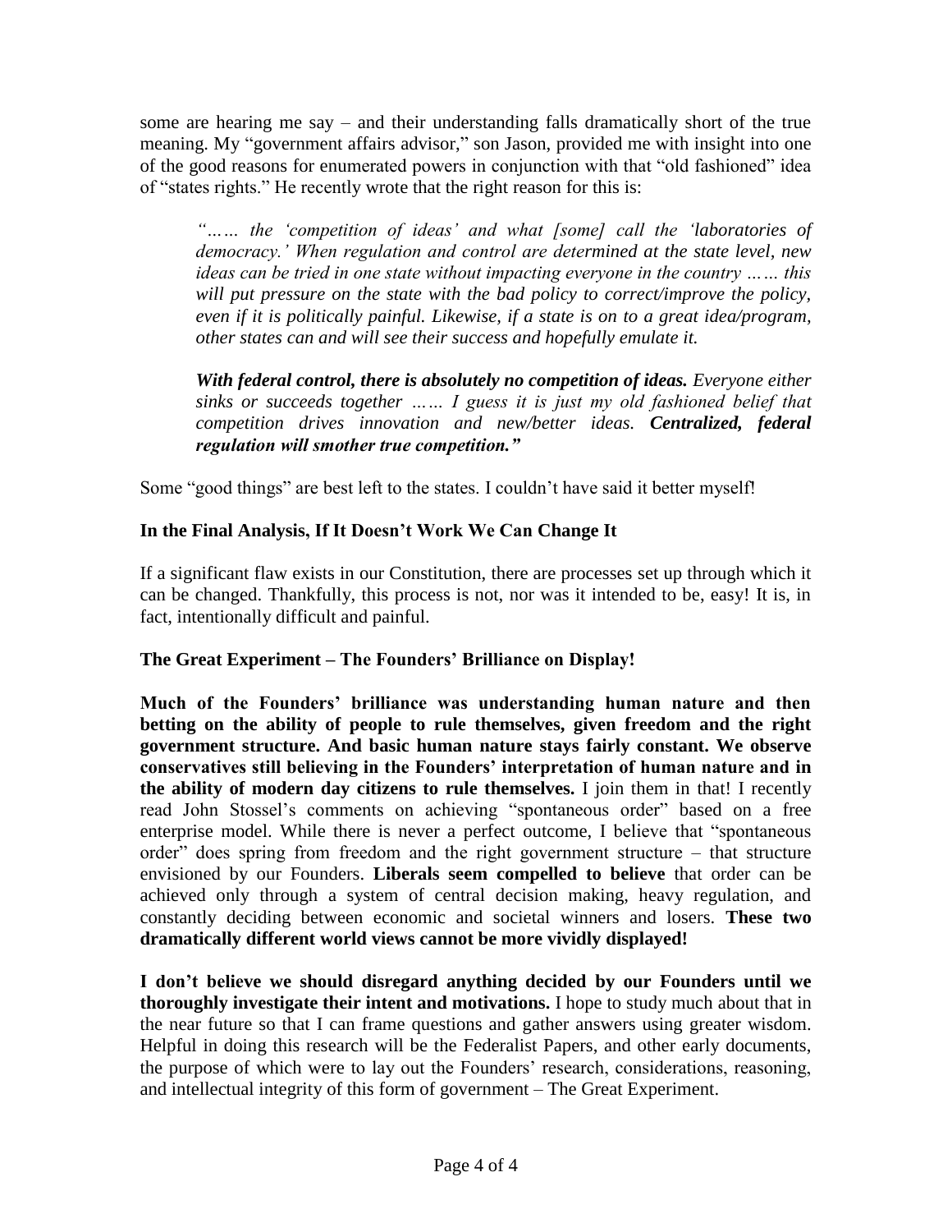some are hearing me say – and their understanding falls dramatically short of the true meaning. My "government affairs advisor," son Jason, provided me with insight into one of the good reasons for enumerated powers in conjunction with that "old fashioned" idea of "states rights." He recently wrote that the right reason for this is:

> *"…… the 'competition of ideas' and what [some] call the 'laboratories of democracy.' When regulation and control are determined at the state level, new ideas can be tried in one state without impacting everyone in the country …… this will put pressure on the state with the bad policy to correct/improve the policy, even if it is politically painful. Likewise, if a state is on to a great idea/program, other states can and will see their success and hopefully emulate it.*
>
> ***With federal control, there is absolutely no competition of ideas.*** *Everyone either sinks or succeeds together …… I guess it is just my old fashioned belief that competition drives innovation and new/better ideas.* ***Centralized, federal regulation will smother true competition."***

Some "good things" are best left to the states. I couldn't have said it better myself!

**In the Final Analysis, If It Doesn't Work We Can Change It**

If a significant flaw exists in our Constitution, there are processes set up through which it can be changed. Thankfully, this process is not, nor was it intended to be, easy! It is, in fact, intentionally difficult and painful.

**The Great Experiment – The Founders' Brilliance on Display!**

**Much of the Founders' brilliance was understanding human nature and then betting on the ability of people to rule themselves, given freedom and the right government structure. And basic human nature stays fairly constant. We observe conservatives still believing in the Founders' interpretation of human nature and in the ability of modern day citizens to rule themselves.** I join them in that! I recently read John Stossel's comments on achieving "spontaneous order" based on a free enterprise model. While there is never a perfect outcome, I believe that "spontaneous order" does spring from freedom and the right government structure – that structure envisioned by our Founders. **Liberals seem compelled to believe** that order can be achieved only through a system of central decision making, heavy regulation, and constantly deciding between economic and societal winners and losers. **These two dramatically different world views cannot be more vividly displayed!**

**I don't believe we should disregard anything decided by our Founders until we thoroughly investigate their intent and motivations.** I hope to study much about that in the near future so that I can frame questions and gather answers using greater wisdom. Helpful in doing this research will be the Federalist Papers, and other early documents, the purpose of which were to lay out the Founders' research, considerations, reasoning, and intellectual integrity of this form of government – The Great Experiment.